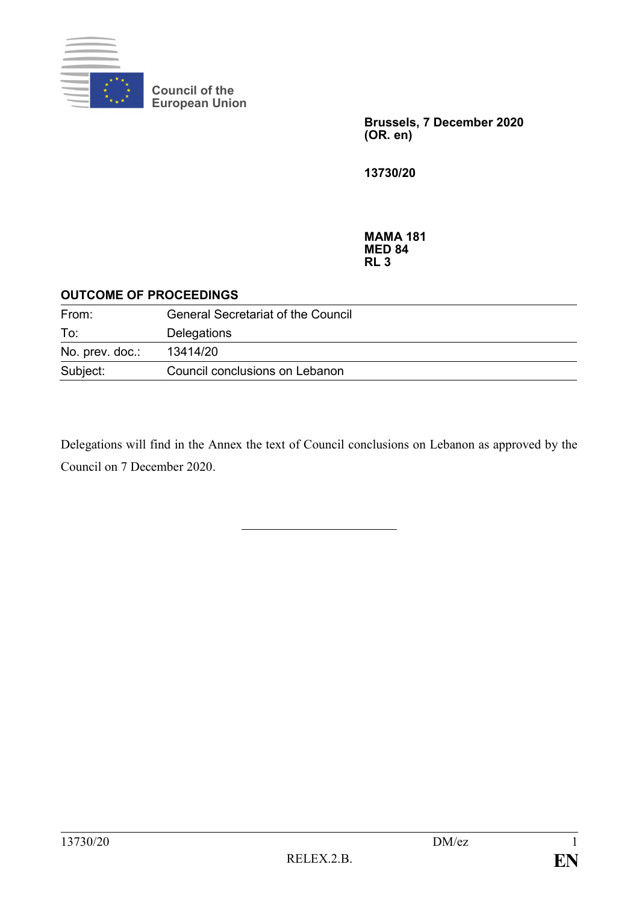Council of the European Union

**Brussels, 7 December 2020**
**(OR. en)**

**13730/20**

**MAMA 181**
**MED 84**
**RL 3**

**OUTCOME OF PROCEEDINGS**

| | |
|---|---|
| From: | General Secretariat of the Council |
| To: | Delegations |
| No. prev. doc.: | 13414/20 |
| Subject: | Council conclusions on Lebanon |

Delegations will find in the Annex the text of Council conclusions on Lebanon as approved by the Council on 7 December 2020.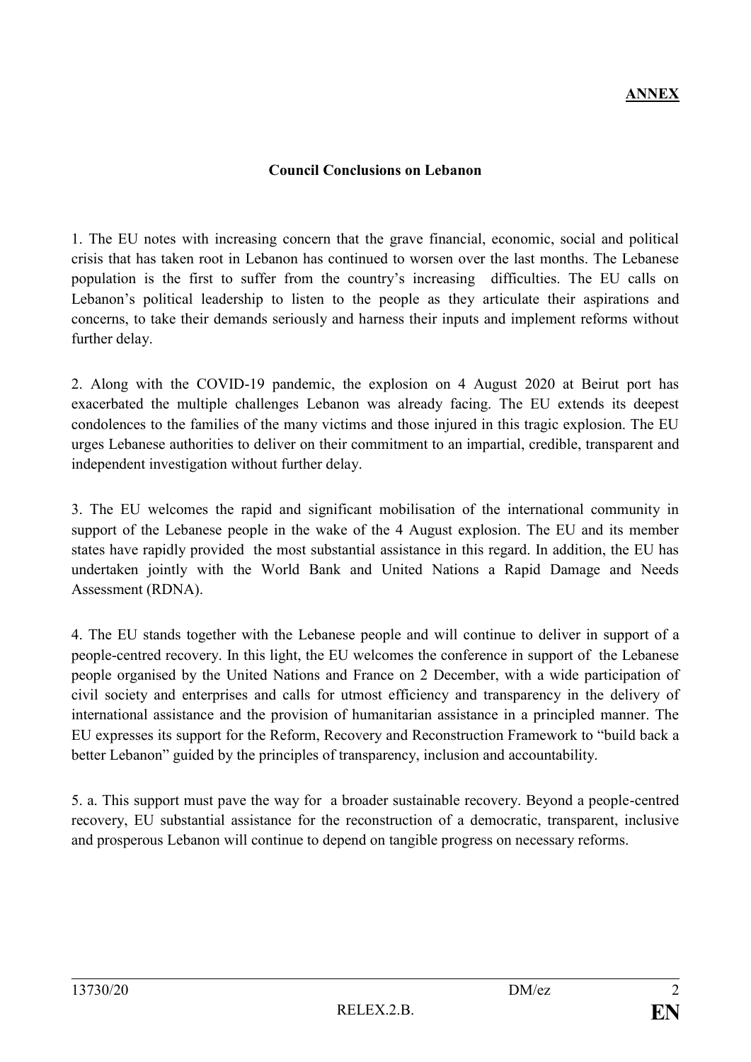**ANNEX**

**Council Conclusions on Lebanon**

1. The EU notes with increasing concern that the grave financial, economic, social and political crisis that has taken root in Lebanon has continued to worsen over the last months. The Lebanese population is the first to suffer from the country's increasing difficulties. The EU calls on Lebanon's political leadership to listen to the people as they articulate their aspirations and concerns, to take their demands seriously and harness their inputs and implement reforms without further delay.

2. Along with the COVID-19 pandemic, the explosion on 4 August 2020 at Beirut port has exacerbated the multiple challenges Lebanon was already facing. The EU extends its deepest condolences to the families of the many victims and those injured in this tragic explosion. The EU urges Lebanese authorities to deliver on their commitment to an impartial, credible, transparent and independent investigation without further delay.

3. The EU welcomes the rapid and significant mobilisation of the international community in support of the Lebanese people in the wake of the 4 August explosion. The EU and its member states have rapidly provided the most substantial assistance in this regard. In addition, the EU has undertaken jointly with the World Bank and United Nations a Rapid Damage and Needs Assessment (RDNA).

4. The EU stands together with the Lebanese people and will continue to deliver in support of a people-centred recovery. In this light, the EU welcomes the conference in support of the Lebanese people organised by the United Nations and France on 2 December, with a wide participation of civil society and enterprises and calls for utmost efficiency and transparency in the delivery of international assistance and the provision of humanitarian assistance in a principled manner. The EU expresses its support for the Reform, Recovery and Reconstruction Framework to "build back a better Lebanon" guided by the principles of transparency, inclusion and accountability.

5. a. This support must pave the way for a broader sustainable recovery. Beyond a people-centred recovery, EU substantial assistance for the reconstruction of a democratic, transparent, inclusive and prosperous Lebanon will continue to depend on tangible progress on necessary reforms.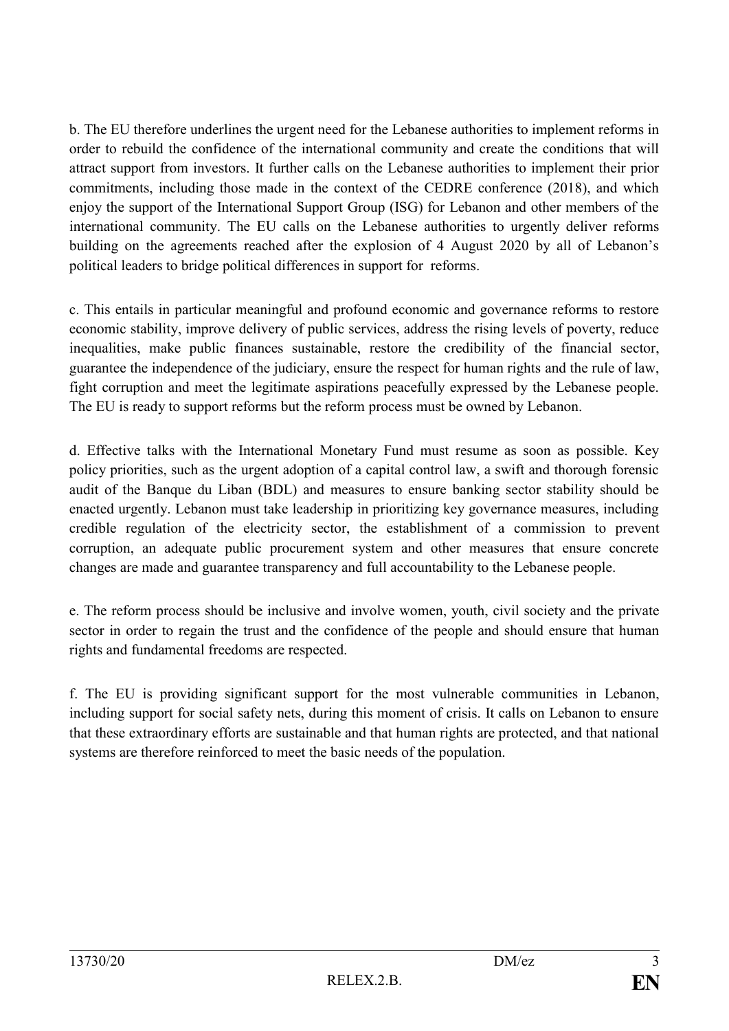b. The EU therefore underlines the urgent need for the Lebanese authorities to implement reforms in order to rebuild the confidence of the international community and create the conditions that will attract support from investors. It further calls on the Lebanese authorities to implement their prior commitments, including those made in the context of the CEDRE conference (2018), and which enjoy the support of the International Support Group (ISG) for Lebanon and other members of the international community. The EU calls on the Lebanese authorities to urgently deliver reforms building on the agreements reached after the explosion of 4 August 2020 by all of Lebanon's political leaders to bridge political differences in support for reforms.

c. This entails in particular meaningful and profound economic and governance reforms to restore economic stability, improve delivery of public services, address the rising levels of poverty, reduce inequalities, make public finances sustainable, restore the credibility of the financial sector, guarantee the independence of the judiciary, ensure the respect for human rights and the rule of law, fight corruption and meet the legitimate aspirations peacefully expressed by the Lebanese people. The EU is ready to support reforms but the reform process must be owned by Lebanon.

d. Effective talks with the International Monetary Fund must resume as soon as possible. Key policy priorities, such as the urgent adoption of a capital control law, a swift and thorough forensic audit of the Banque du Liban (BDL) and measures to ensure banking sector stability should be enacted urgently. Lebanon must take leadership in prioritizing key governance measures, including credible regulation of the electricity sector, the establishment of a commission to prevent corruption, an adequate public procurement system and other measures that ensure concrete changes are made and guarantee transparency and full accountability to the Lebanese people.

e. The reform process should be inclusive and involve women, youth, civil society and the private sector in order to regain the trust and the confidence of the people and should ensure that human rights and fundamental freedoms are respected.

f. The EU is providing significant support for the most vulnerable communities in Lebanon, including support for social safety nets, during this moment of crisis. It calls on Lebanon to ensure that these extraordinary efforts are sustainable and that human rights are protected, and that national systems are therefore reinforced to meet the basic needs of the population.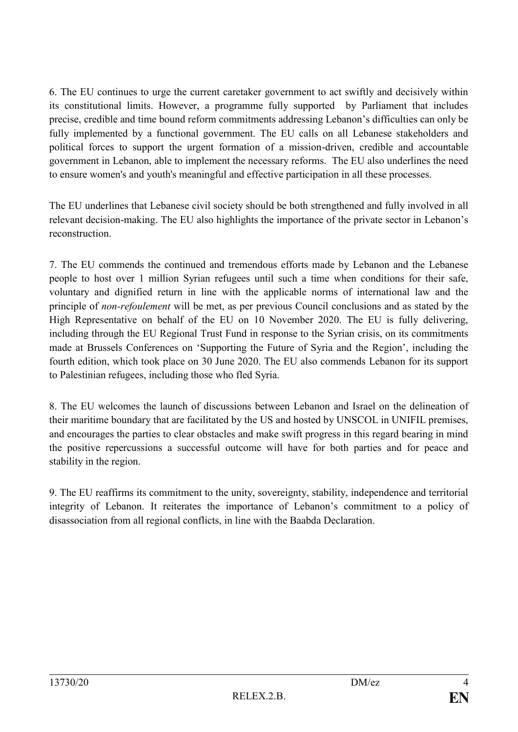6. The EU continues to urge the current caretaker government to act swiftly and decisively within its constitutional limits. However, a programme fully supported by Parliament that includes precise, credible and time bound reform commitments addressing Lebanon's difficulties can only be fully implemented by a functional government. The EU calls on all Lebanese stakeholders and political forces to support the urgent formation of a mission-driven, credible and accountable government in Lebanon, able to implement the necessary reforms. The EU also underlines the need to ensure women's and youth's meaningful and effective participation in all these processes.

The EU underlines that Lebanese civil society should be both strengthened and fully involved in all relevant decision-making. The EU also highlights the importance of the private sector in Lebanon's reconstruction.

7. The EU commends the continued and tremendous efforts made by Lebanon and the Lebanese people to host over 1 million Syrian refugees until such a time when conditions for their safe, voluntary and dignified return in line with the applicable norms of international law and the principle of *non-refoulement* will be met, as per previous Council conclusions and as stated by the High Representative on behalf of the EU on 10 November 2020. The EU is fully delivering, including through the EU Regional Trust Fund in response to the Syrian crisis, on its commitments made at Brussels Conferences on 'Supporting the Future of Syria and the Region', including the fourth edition, which took place on 30 June 2020. The EU also commends Lebanon for its support to Palestinian refugees, including those who fled Syria.

8. The EU welcomes the launch of discussions between Lebanon and Israel on the delineation of their maritime boundary that are facilitated by the US and hosted by UNSCOL in UNIFIL premises, and encourages the parties to clear obstacles and make swift progress in this regard bearing in mind the positive repercussions a successful outcome will have for both parties and for peace and stability in the region.

9. The EU reaffirms its commitment to the unity, sovereignty, stability, independence and territorial integrity of Lebanon. It reiterates the importance of Lebanon's commitment to a policy of disassociation from all regional conflicts, in line with the Baabda Declaration.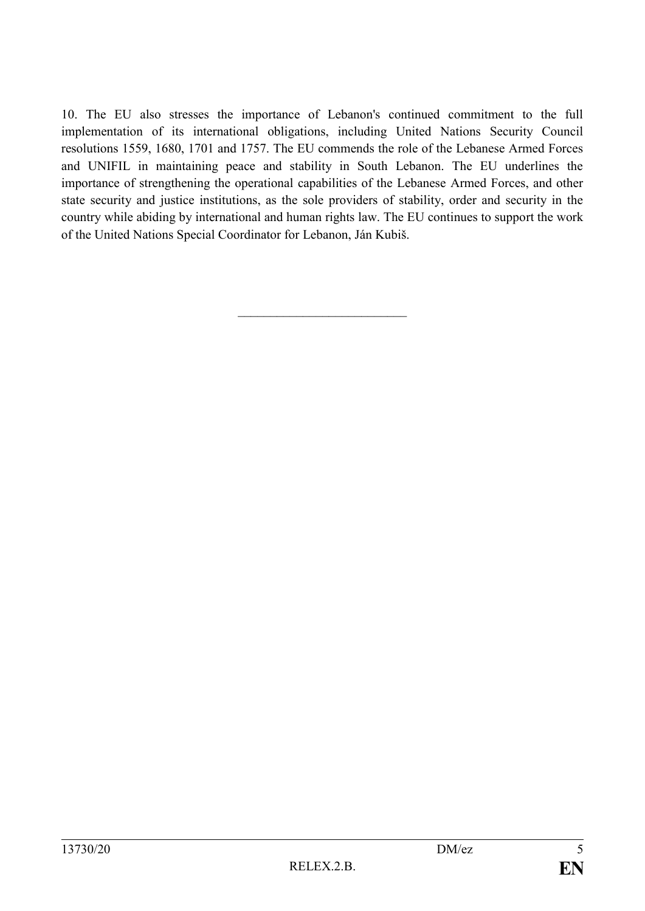10. The EU also stresses the importance of Lebanon's continued commitment to the full implementation of its international obligations, including United Nations Security Council resolutions 1559, 1680, 1701 and 1757. The EU commends the role of the Lebanese Armed Forces and UNIFIL in maintaining peace and stability in South Lebanon. The EU underlines the importance of strengthening the operational capabilities of the Lebanese Armed Forces, and other state security and justice institutions, as the sole providers of stability, order and security in the country while abiding by international and human rights law. The EU continues to support the work of the United Nations Special Coordinator for Lebanon, Ján Kubiš.

---